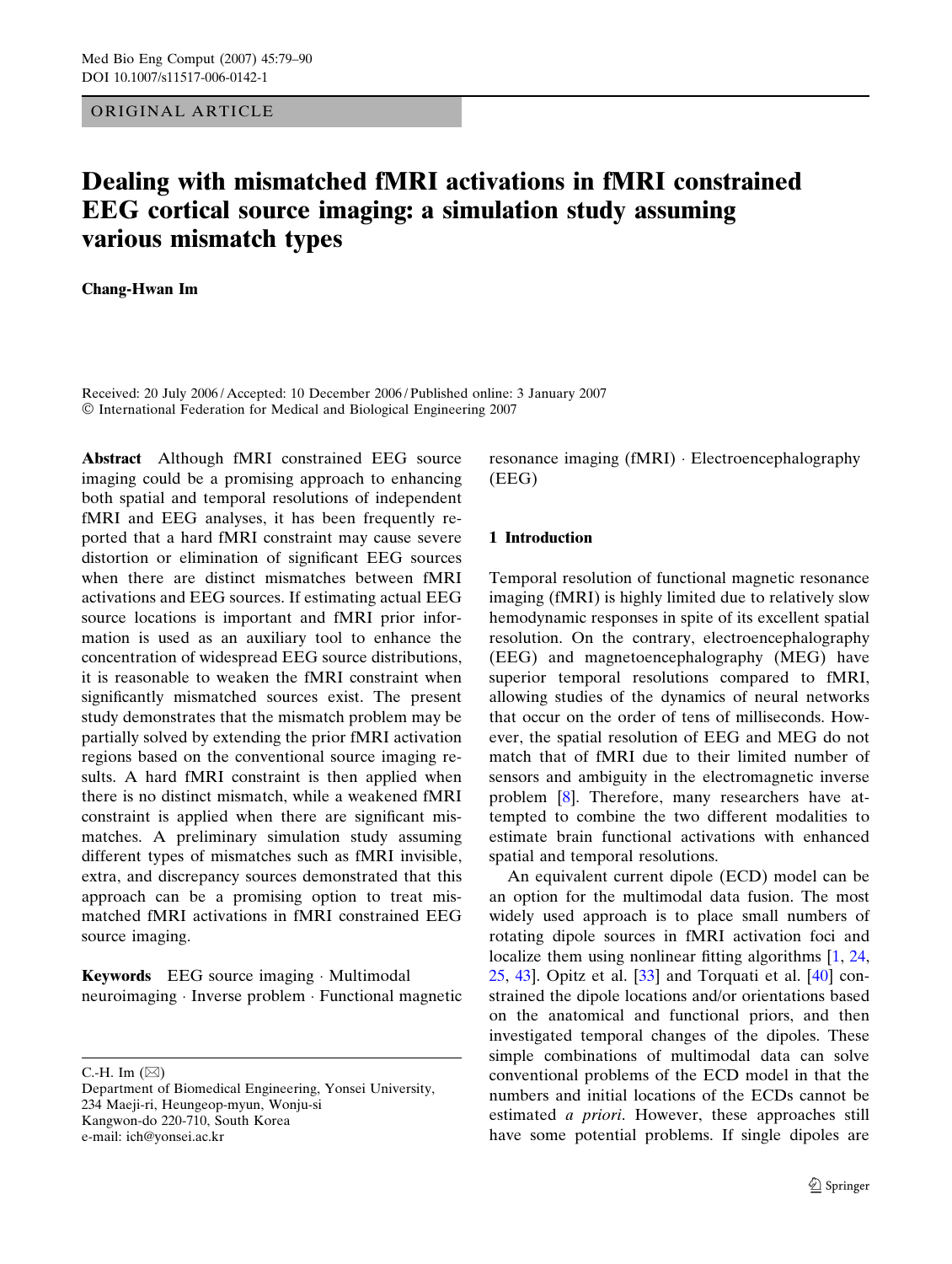ORIGINAL ARTICLE

# Dealing with mismatched fMRI activations in fMRI constrained EEG cortical source imaging: a simulation study assuming various mismatch types

**Chang-Hwan Im**

Received: 20 July 2006 / Accepted: 10 December 2006 / Published online: 3 January 2007
© International Federation for Medical and Biological Engineering 2007

**Abstract** Although fMRI constrained EEG source imaging could be a promising approach to enhancing both spatial and temporal resolutions of independent fMRI and EEG analyses, it has been frequently reported that a hard fMRI constraint may cause severe distortion or elimination of significant EEG sources when there are distinct mismatches between fMRI activations and EEG sources. If estimating actual EEG source locations is important and fMRI prior information is used as an auxiliary tool to enhance the concentration of widespread EEG source distributions, it is reasonable to weaken the fMRI constraint when significantly mismatched sources exist. The present study demonstrates that the mismatch problem may be partially solved by extending the prior fMRI activation regions based on the conventional source imaging results. A hard fMRI constraint is then applied when there is no distinct mismatch, while a weakened fMRI constraint is applied when there are significant mismatches. A preliminary simulation study assuming different types of mismatches such as fMRI invisible, extra, and discrepancy sources demonstrated that this approach can be a promising option to treat mismatched fMRI activations in fMRI constrained EEG source imaging.

**Keywords** EEG source imaging · Multimodal neuroimaging · Inverse problem · Functional magnetic resonance imaging (fMRI) · Electroencephalography (EEG)

C.-H. Im (✉)
Department of Biomedical Engineering, Yonsei University, 234 Maeji-ri, Heungeop-myun, Wonju-si Kangwon-do 220-710, South Korea
e-mail: ich@yonsei.ac.kr

## 1 Introduction

Temporal resolution of functional magnetic resonance imaging (fMRI) is highly limited due to relatively slow hemodynamic responses in spite of its excellent spatial resolution. On the contrary, electroencephalography (EEG) and magnetoencephalography (MEG) have superior temporal resolutions compared to fMRI, allowing studies of the dynamics of neural networks that occur on the order of tens of milliseconds. However, the spatial resolution of EEG and MEG do not match that of fMRI due to their limited number of sensors and ambiguity in the electromagnetic inverse problem [8]. Therefore, many researchers have attempted to combine the two different modalities to estimate brain functional activations with enhanced spatial and temporal resolutions.

An equivalent current dipole (ECD) model can be an option for the multimodal data fusion. The most widely used approach is to place small numbers of rotating dipole sources in fMRI activation foci and localize them using nonlinear fitting algorithms [1, 24, 25, 43]. Opitz et al. [33] and Torquati et al. [40] constrained the dipole locations and/or orientations based on the anatomical and functional priors, and then investigated temporal changes of the dipoles. These simple combinations of multimodal data can solve conventional problems of the ECD model in that the numbers and initial locations of the ECDs cannot be estimated *a priori*. However, these approaches still have some potential problems. If single dipoles are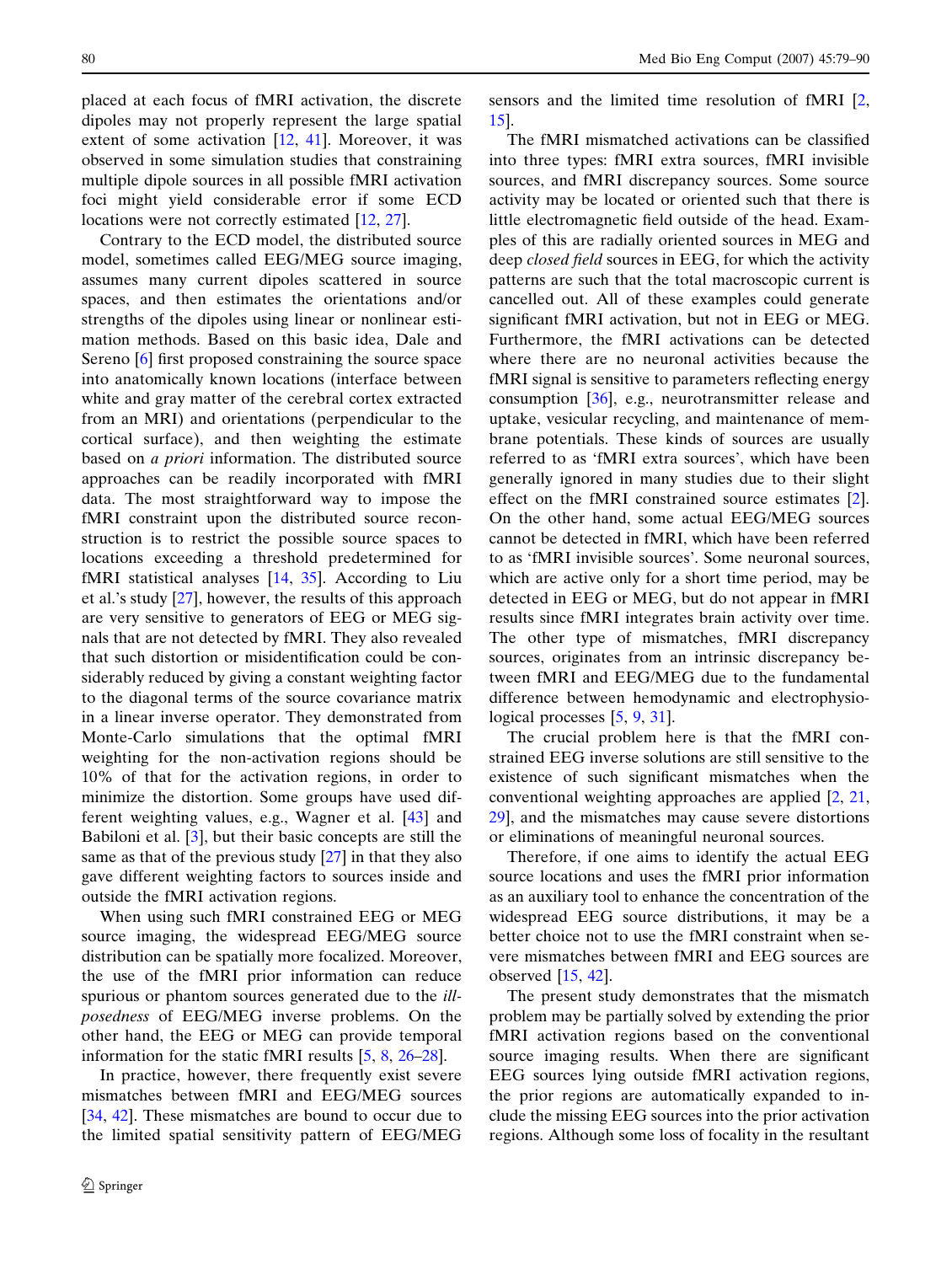placed at each focus of fMRI activation, the discrete dipoles may not properly represent the large spatial extent of some activation [12, 41]. Moreover, it was observed in some simulation studies that constraining multiple dipole sources in all possible fMRI activation foci might yield considerable error if some ECD locations were not correctly estimated [12, 27].

Contrary to the ECD model, the distributed source model, sometimes called EEG/MEG source imaging, assumes many current dipoles scattered in source spaces, and then estimates the orientations and/or strengths of the dipoles using linear or nonlinear estimation methods. Based on this basic idea, Dale and Sereno [6] first proposed constraining the source space into anatomically known locations (interface between white and gray matter of the cerebral cortex extracted from an MRI) and orientations (perpendicular to the cortical surface), and then weighting the estimate based on *a priori* information. The distributed source approaches can be readily incorporated with fMRI data. The most straightforward way to impose the fMRI constraint upon the distributed source reconstruction is to restrict the possible source spaces to locations exceeding a threshold predetermined for fMRI statistical analyses [14, 35]. According to Liu et al.'s study [27], however, the results of this approach are very sensitive to generators of EEG or MEG signals that are not detected by fMRI. They also revealed that such distortion or misidentification could be considerably reduced by giving a constant weighting factor to the diagonal terms of the source covariance matrix in a linear inverse operator. They demonstrated from Monte-Carlo simulations that the optimal fMRI weighting for the non-activation regions should be 10% of that for the activation regions, in order to minimize the distortion. Some groups have used different weighting values, e.g., Wagner et al. [43] and Babiloni et al. [3], but their basic concepts are still the same as that of the previous study [27] in that they also gave different weighting factors to sources inside and outside the fMRI activation regions.

When using such fMRI constrained EEG or MEG source imaging, the widespread EEG/MEG source distribution can be spatially more focalized. Moreover, the use of the fMRI prior information can reduce spurious or phantom sources generated due to the *ill-posedness* of EEG/MEG inverse problems. On the other hand, the EEG or MEG can provide temporal information for the static fMRI results [5, 8, 26–28].

In practice, however, there frequently exist severe mismatches between fMRI and EEG/MEG sources [34, 42]. These mismatches are bound to occur due to the limited spatial sensitivity pattern of EEG/MEG sensors and the limited time resolution of fMRI [2, 15].

The fMRI mismatched activations can be classified into three types: fMRI extra sources, fMRI invisible sources, and fMRI discrepancy sources. Some source activity may be located or oriented such that there is little electromagnetic field outside of the head. Examples of this are radially oriented sources in MEG and deep *closed field* sources in EEG, for which the activity patterns are such that the total macroscopic current is cancelled out. All of these examples could generate significant fMRI activation, but not in EEG or MEG. Furthermore, the fMRI activations can be detected where there are no neuronal activities because the fMRI signal is sensitive to parameters reflecting energy consumption [36], e.g., neurotransmitter release and uptake, vesicular recycling, and maintenance of membrane potentials. These kinds of sources are usually referred to as 'fMRI extra sources', which have been generally ignored in many studies due to their slight effect on the fMRI constrained source estimates [2]. On the other hand, some actual EEG/MEG sources cannot be detected in fMRI, which have been referred to as 'fMRI invisible sources'. Some neuronal sources, which are active only for a short time period, may be detected in EEG or MEG, but do not appear in fMRI results since fMRI integrates brain activity over time. The other type of mismatches, fMRI discrepancy sources, originates from an intrinsic discrepancy between fMRI and EEG/MEG due to the fundamental difference between hemodynamic and electrophysiological processes [5, 9, 31].

The crucial problem here is that the fMRI constrained EEG inverse solutions are still sensitive to the existence of such significant mismatches when the conventional weighting approaches are applied [2, 21, 29], and the mismatches may cause severe distortions or eliminations of meaningful neuronal sources.

Therefore, if one aims to identify the actual EEG source locations and uses the fMRI prior information as an auxiliary tool to enhance the concentration of the widespread EEG source distributions, it may be a better choice not to use the fMRI constraint when severe mismatches between fMRI and EEG sources are observed [15, 42].

The present study demonstrates that the mismatch problem may be partially solved by extending the prior fMRI activation regions based on the conventional source imaging results. When there are significant EEG sources lying outside fMRI activation regions, the prior regions are automatically expanded to include the missing EEG sources into the prior activation regions. Although some loss of focality in the resultant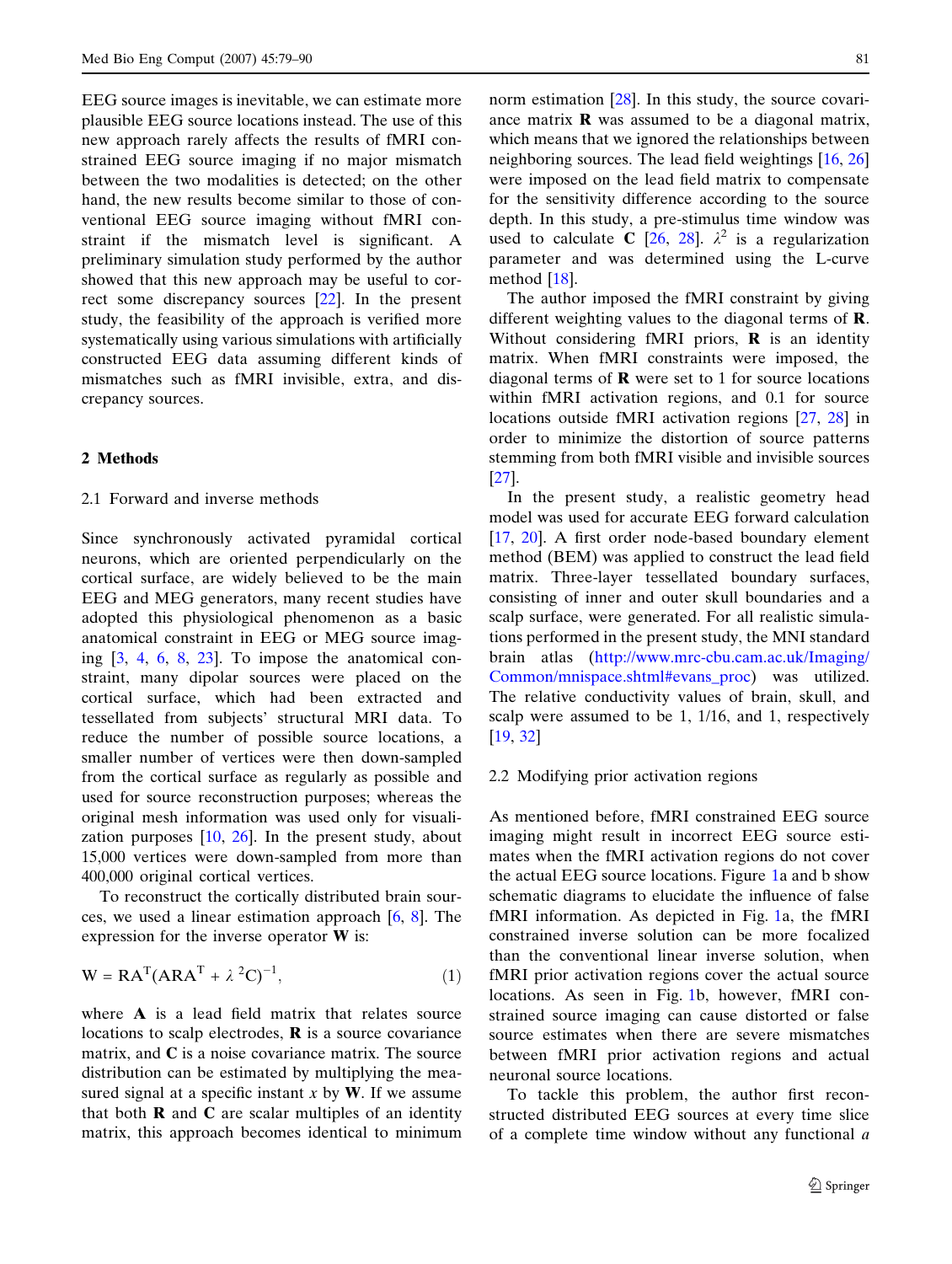EEG source images is inevitable, we can estimate more plausible EEG source locations instead. The use of this new approach rarely affects the results of fMRI constrained EEG source imaging if no major mismatch between the two modalities is detected; on the other hand, the new results become similar to those of conventional EEG source imaging without fMRI constraint if the mismatch level is significant. A preliminary simulation study performed by the author showed that this new approach may be useful to correct some discrepancy sources [22]. In the present study, the feasibility of the approach is verified more systematically using various simulations with artificially constructed EEG data assuming different kinds of mismatches such as fMRI invisible, extra, and discrepancy sources.

## 2 Methods

### 2.1 Forward and inverse methods

Since synchronously activated pyramidal cortical neurons, which are oriented perpendicularly on the cortical surface, are widely believed to be the main EEG and MEG generators, many recent studies have adopted this physiological phenomenon as a basic anatomical constraint in EEG or MEG source imaging [3, 4, 6, 8, 23]. To impose the anatomical constraint, many dipolar sources were placed on the cortical surface, which had been extracted and tessellated from subjects' structural MRI data. To reduce the number of possible source locations, a smaller number of vertices were then down-sampled from the cortical surface as regularly as possible and used for source reconstruction purposes; whereas the original mesh information was used only for visualization purposes [10, 26]. In the present study, about 15,000 vertices were down-sampled from more than 400,000 original cortical vertices.

To reconstruct the cortically distributed brain sources, we used a linear estimation approach [6, 8]. The expression for the inverse operator **W** is:

$$W = RA^{T}(ARA^{T} + \lambda^{2}C)^{-1}, \quad (1)$$

where **A** is a lead field matrix that relates source locations to scalp electrodes, **R** is a source covariance matrix, and **C** is a noise covariance matrix. The source distribution can be estimated by multiplying the measured signal at a specific instant *x* by **W**. If we assume that both **R** and **C** are scalar multiples of an identity matrix, this approach becomes identical to minimum norm estimation [28]. In this study, the source covariance matrix **R** was assumed to be a diagonal matrix, which means that we ignored the relationships between neighboring sources. The lead field weightings [16, 26] were imposed on the lead field matrix to compensate for the sensitivity difference according to the source depth. In this study, a pre-stimulus time window was used to calculate **C** [26, 28]. $\lambda^2$ is a regularization parameter and was determined using the L-curve method [18].

The author imposed the fMRI constraint by giving different weighting values to the diagonal terms of **R**. Without considering fMRI priors, **R** is an identity matrix. When fMRI constraints were imposed, the diagonal terms of **R** were set to 1 for source locations within fMRI activation regions, and 0.1 for source locations outside fMRI activation regions [27, 28] in order to minimize the distortion of source patterns stemming from both fMRI visible and invisible sources [27].

In the present study, a realistic geometry head model was used for accurate EEG forward calculation [17, 20]. A first order node-based boundary element method (BEM) was applied to construct the lead field matrix. Three-layer tessellated boundary surfaces, consisting of inner and outer skull boundaries and a scalp surface, were generated. For all realistic simulations performed in the present study, the MNI standard brain atlas (http://www.mrc-cbu.cam.ac.uk/Imaging/Common/mnispace.shtml#evans_proc) was utilized. The relative conductivity values of brain, skull, and scalp were assumed to be 1, 1/16, and 1, respectively [19, 32]

### 2.2 Modifying prior activation regions

As mentioned before, fMRI constrained EEG source imaging might result in incorrect EEG source estimates when the fMRI activation regions do not cover the actual EEG source locations. Figure 1a and b show schematic diagrams to elucidate the influence of false fMRI information. As depicted in Fig. 1a, the fMRI constrained inverse solution can be more focalized than the conventional linear inverse solution, when fMRI prior activation regions cover the actual source locations. As seen in Fig. 1b, however, fMRI constrained source imaging can cause distorted or false source estimates when there are severe mismatches between fMRI prior activation regions and actual neuronal source locations.

To tackle this problem, the author first reconstructed distributed EEG sources at every time slice of a complete time window without any functional *a*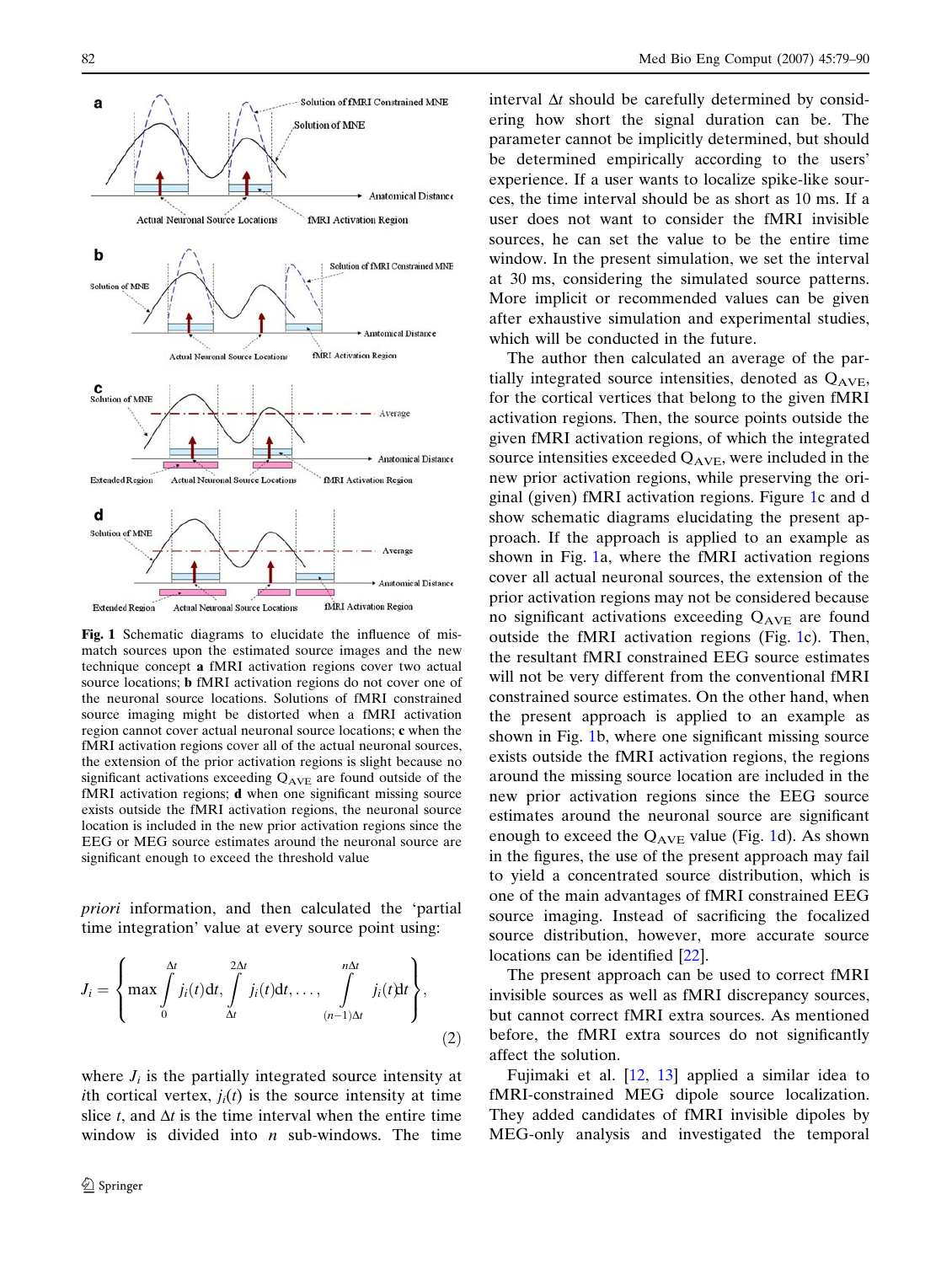**Fig. 1** Schematic diagrams to elucidate the influence of mismatch sources upon the estimated source images and the new technique concept **a** fMRI activation regions cover two actual source locations; **b** fMRI activation regions do not cover one of the neuronal source locations. Solutions of fMRI constrained source imaging might be distorted when a fMRI activation region cannot cover actual neuronal source locations; **c** when the fMRI activation regions cover all of the actual neuronal sources, the extension of the prior activation regions is slight because no significant activations exceeding $Q_{AVE}$ are found outside of the fMRI activation regions; **d** when one significant missing source exists outside the fMRI activation regions, the neuronal source location is included in the new prior activation regions since the EEG or MEG source estimates around the neuronal source are significant enough to exceed the threshold value

*priori* information, and then calculated the 'partial time integration' value at every source point using:

$$J_i = \left\{ \max \int_{0}^{\Delta t} j_i(t)\mathrm{d}t, \int_{\Delta t}^{2\Delta t} j_i(t)\mathrm{d}t, \ldots, \int_{(n-1)\Delta t}^{n\Delta t} j_i(t)\mathrm{d}t \right\}, \tag{2}$$

where $J_i$ is the partially integrated source intensity at $i$th cortical vertex, $j_i(t)$ is the source intensity at time slice $t$, and $\Delta t$ is the time interval when the entire time window is divided into $n$ sub-windows. The time interval $\Delta t$ should be carefully determined by considering how short the signal duration can be. The parameter cannot be implicitly determined, but should be determined empirically according to the users' experience. If a user wants to localize spike-like sources, the time interval should be as short as 10 ms. If a user does not want to consider the fMRI invisible sources, he can set the value to be the entire time window. In the present simulation, we set the interval at 30 ms, considering the simulated source patterns. More implicit or recommended values can be given after exhaustive simulation and experimental studies, which will be conducted in the future.

The author then calculated an average of the partially integrated source intensities, denoted as $Q_{AVE}$, for the cortical vertices that belong to the given fMRI activation regions. Then, the source points outside the given fMRI activation regions, of which the integrated source intensities exceeded $Q_{AVE}$, were included in the new prior activation regions, while preserving the original (given) fMRI activation regions. Figure 1c and d show schematic diagrams elucidating the present approach. If the approach is applied to an example as shown in Fig. 1a, where the fMRI activation regions cover all actual neuronal sources, the extension of the prior activation regions may not be considered because no significant activations exceeding $Q_{AVE}$ are found outside the fMRI activation regions (Fig. 1c). Then, the resultant fMRI constrained EEG source estimates will not be very different from the conventional fMRI constrained source estimates. On the other hand, when the present approach is applied to an example as shown in Fig. 1b, where one significant missing source exists outside the fMRI activation regions, the regions around the missing source location are included in the new prior activation regions since the EEG source estimates around the neuronal source are significant enough to exceed the $Q_{AVE}$ value (Fig. 1d). As shown in the figures, the use of the present approach may fail to yield a concentrated source distribution, which is one of the main advantages of fMRI constrained EEG source imaging. Instead of sacrificing the focalized source distribution, however, more accurate source locations can be identified [22].

The present approach can be used to correct fMRI invisible sources as well as fMRI discrepancy sources, but cannot correct fMRI extra sources. As mentioned before, the fMRI extra sources do not significantly affect the solution.

Fujimaki et al. [12, 13] applied a similar idea to fMRI-constrained MEG dipole source localization. They added candidates of fMRI invisible dipoles by MEG-only analysis and investigated the temporal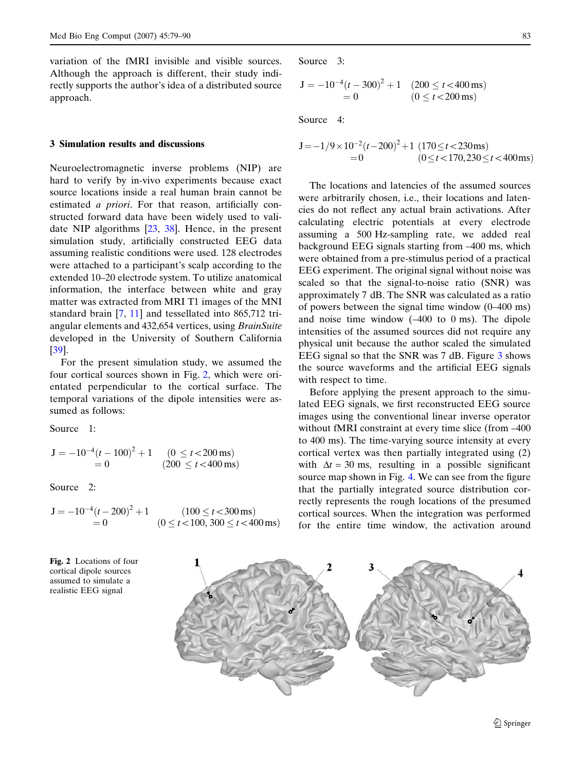variation of the fMRI invisible and visible sources. Although the approach is different, their study indirectly supports the author's idea of a distributed source approach.

## 3 Simulation results and discussions

Neuroelectromagnetic inverse problems (NIP) are hard to verify by in-vivo experiments because exact source locations inside a real human brain cannot be estimated *a priori*. For that reason, artificially constructed forward data have been widely used to validate NIP algorithms [23, 38]. Hence, in the present simulation study, artificially constructed EEG data assuming realistic conditions were used. 128 electrodes were attached to a participant's scalp according to the extended 10–20 electrode system. To utilize anatomical information, the interface between white and gray matter was extracted from MRI T1 images of the MNI standard brain [7, 11] and tessellated into 865,712 triangular elements and 432,654 vertices, using *BrainSuite* developed in the University of Southern California [39].

For the present simulation study, we assumed the four cortical sources shown in Fig. 2, which were orientated perpendicular to the cortical surface. The temporal variations of the dipole intensities were assumed as follows:

Source 1:

$$\begin{aligned} J &= -10^{-4}(t-100)^2 + 1 \quad & (0 \le t < 200\,\text{ms}) \\ &= 0 & (200 \le t < 400\,\text{ms}) \end{aligned}$$

Source 2:

$$\begin{aligned} J &= -10^{-4}(t-200)^2 + 1 \quad & (100 \le t < 300\,\text{ms}) \\ &= 0 & (0 \le t < 100,\ 300 \le t < 400\,\text{ms}) \end{aligned}$$

Source 3:

$$\begin{aligned} J &= -10^{-4}(t-300)^2 + 1 \quad & (200 \le t < 400\,\text{ms}) \\ &= 0 & (0 \le t < 200\,\text{ms}) \end{aligned}$$

Source 4:

$$\begin{aligned} J &= -1/9 \times 10^{-2}(t-200)^2 + 1 \quad & (170 \le t < 230\,\text{ms}) \\ &= 0 & (0 \le t < 170, 230 \le t < 400\,\text{ms}) \end{aligned}$$

The locations and latencies of the assumed sources were arbitrarily chosen, i.e., their locations and latencies do not reflect any actual brain activations. After calculating electric potentials at every electrode assuming a 500 Hz-sampling rate, we added real background EEG signals starting from –400 ms, which were obtained from a pre-stimulus period of a practical EEG experiment. The original signal without noise was scaled so that the signal-to-noise ratio (SNR) was approximately 7 dB. The SNR was calculated as a ratio of powers between the signal time window (0–400 ms) and noise time window (–400 to 0 ms). The dipole intensities of the assumed sources did not require any physical unit because the author scaled the simulated EEG signal so that the SNR was 7 dB. Figure 3 shows the source waveforms and the artificial EEG signals with respect to time.

Before applying the present approach to the simulated EEG signals, we first reconstructed EEG source images using the conventional linear inverse operator without fMRI constraint at every time slice (from –400 to 400 ms). The time-varying source intensity at every cortical vertex was then partially integrated using (2) with $\Delta t$ = 30 ms, resulting in a possible significant source map shown in Fig. 4. We can see from the figure that the partially integrated source distribution correctly represents the rough locations of the presumed cortical sources. When the integration was performed for the entire time window, the activation around

**Fig. 2** Locations of four cortical dipole sources assumed to simulate a realistic EEG signal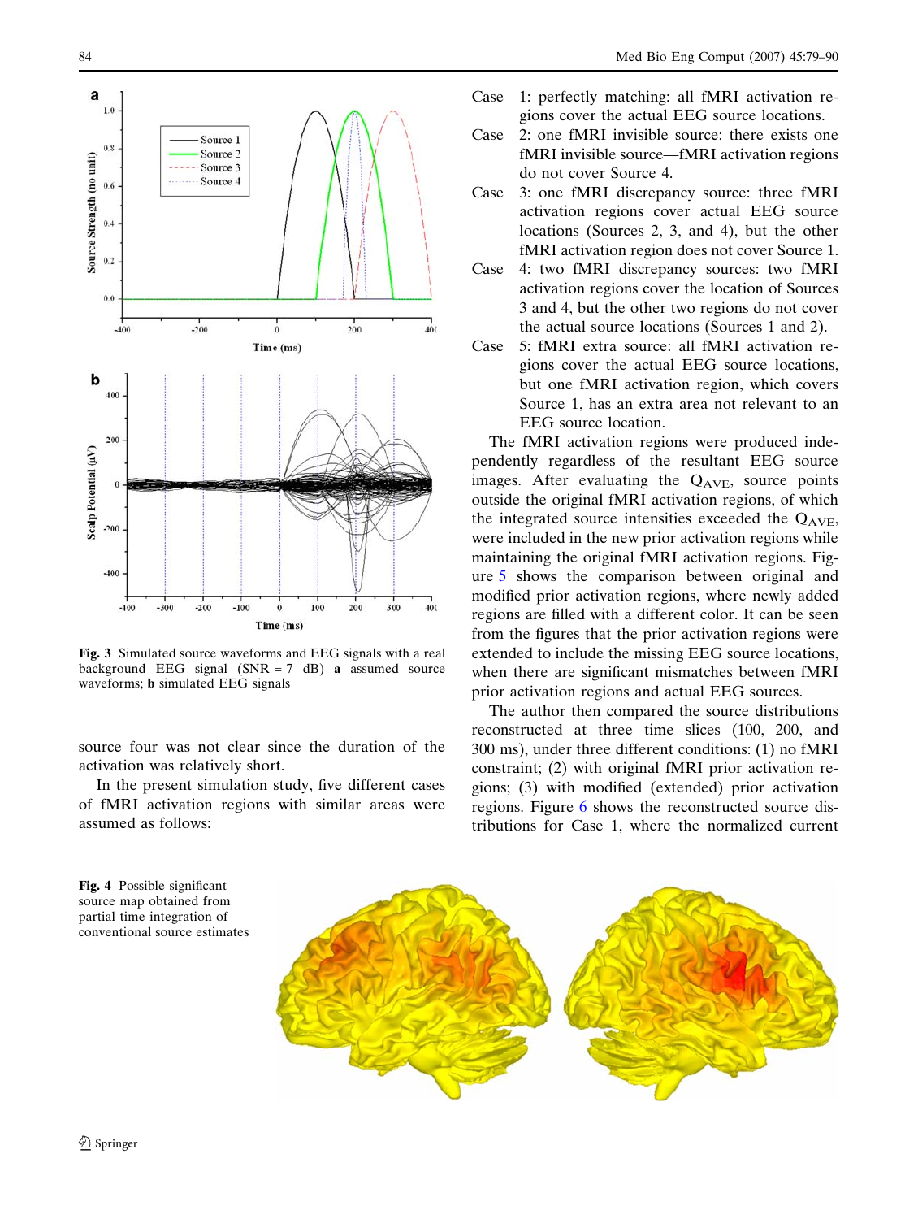Fig. 3 Simulated source waveforms and EEG signals with a real background EEG signal (SNR = 7 dB) **a** assumed source waveforms; **b** simulated EEG signals

source four was not clear since the duration of the activation was relatively short.

In the present simulation study, five different cases of fMRI activation regions with similar areas were assumed as follows:

Case 1: perfectly matching: all fMRI activation regions cover the actual EEG source locations.

Case 2: one fMRI invisible source: there exists one fMRI invisible source—fMRI activation regions do not cover Source 4.

Case 3: one fMRI discrepancy source: three fMRI activation regions cover actual EEG source locations (Sources 2, 3, and 4), but the other fMRI activation region does not cover Source 1.

Case 4: two fMRI discrepancy sources: two fMRI activation regions cover the location of Sources 3 and 4, but the other two regions do not cover the actual source locations (Sources 1 and 2).

Case 5: fMRI extra source: all fMRI activation regions cover the actual EEG source locations, but one fMRI activation region, which covers Source 1, has an extra area not relevant to an EEG source location.

The fMRI activation regions were produced independently regardless of the resultant EEG source images. After evaluating the $Q_{AVE}$, source points outside the original fMRI activation regions, of which the integrated source intensities exceeded the $Q_{AVE}$, were included in the new prior activation regions while maintaining the original fMRI activation regions. Figure 5 shows the comparison between original and modified prior activation regions, where newly added regions are filled with a different color. It can be seen from the figures that the prior activation regions were extended to include the missing EEG source locations, when there are significant mismatches between fMRI prior activation regions and actual EEG sources.

The author then compared the source distributions reconstructed at three time slices (100, 200, and 300 ms), under three different conditions: (1) no fMRI constraint; (2) with original fMRI prior activation regions; (3) with modified (extended) prior activation regions. Figure 6 shows the reconstructed source distributions for Case 1, where the normalized current

Fig. 4 Possible significant source map obtained from partial time integration of conventional source estimates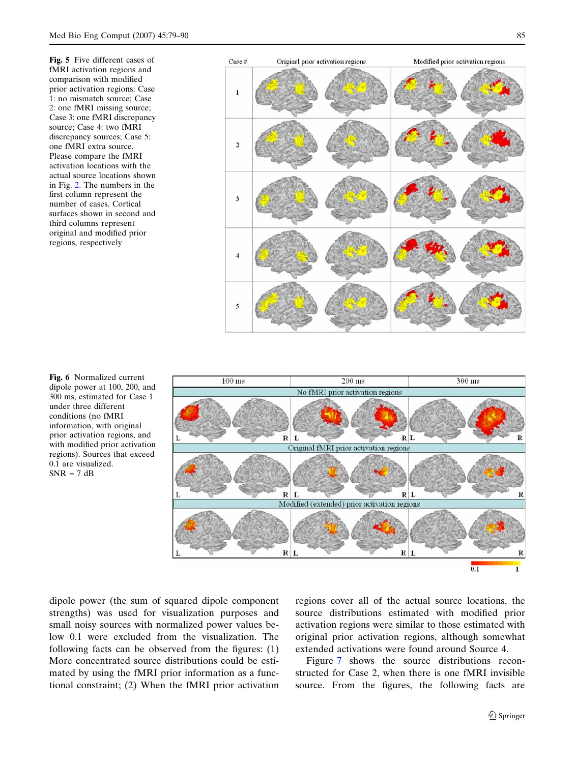**Fig. 5** Five different cases of fMRI activation regions and comparison with modified prior activation regions: Case 1: no mismatch source; Case 2: one fMRI missing source; Case 3: one fMRI discrepancy source; Case 4: two fMRI discrepancy sources; Case 5: one fMRI extra source. Please compare the fMRI activation locations with the actual source locations shown in Fig. 2. The numbers in the first column represent the number of cases. Cortical surfaces shown in second and third columns represent original and modified prior regions, respectively

**Fig. 6** Normalized current dipole power at 100, 200, and 300 ms, estimated for Case 1 under three different conditions (no fMRI information, with original prior activation regions, and with modified prior activation regions). Sources that exceed 0.1 are visualized. SNR = 7 dB

dipole power (the sum of squared dipole component strengths) was used for visualization purposes and small noisy sources with normalized power values below 0.1 were excluded from the visualization. The following facts can be observed from the figures: (1) More concentrated source distributions could be estimated by using the fMRI prior information as a functional constraint; (2) When the fMRI prior activation regions cover all of the actual source locations, the source distributions estimated with modified prior activation regions were similar to those estimated with original prior activation regions, although somewhat extended activations were found around Source 4.

Figure 7 shows the source distributions reconstructed for Case 2, when there is one fMRI invisible source. From the figures, the following facts are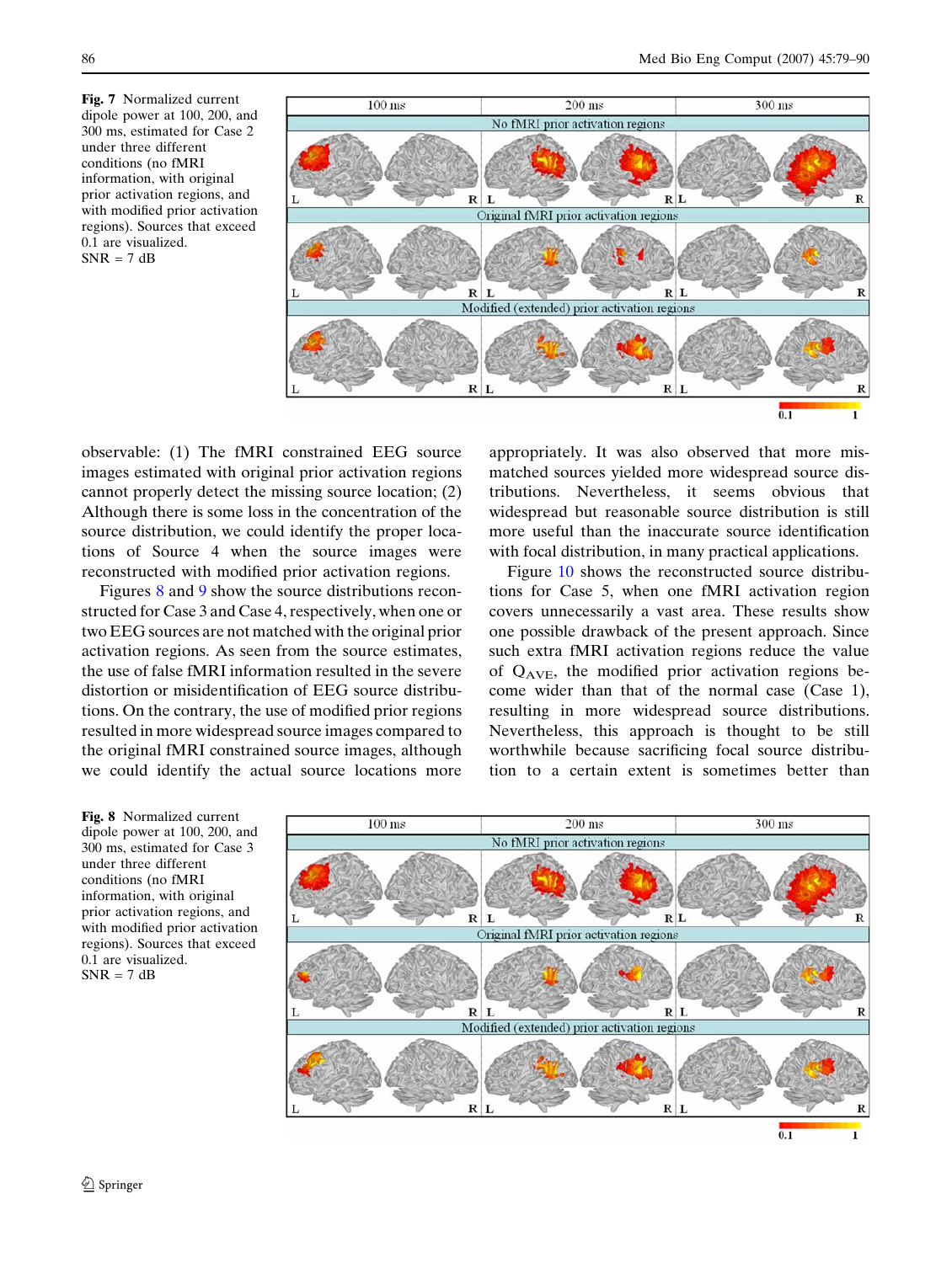**Fig. 7** Normalized current dipole power at 100, 200, and 300 ms, estimated for Case 2 under three different conditions (no fMRI information, with original prior activation regions, and with modified prior activation regions). Sources that exceed 0.1 are visualized. SNR = 7 dB

observable: (1) The fMRI constrained EEG source images estimated with original prior activation regions cannot properly detect the missing source location; (2) Although there is some loss in the concentration of the source distribution, we could identify the proper locations of Source 4 when the source images were reconstructed with modified prior activation regions.

Figures 8 and 9 show the source distributions reconstructed for Case 3 and Case 4, respectively, when one or two EEG sources are not matched with the original prior activation regions. As seen from the source estimates, the use of false fMRI information resulted in the severe distortion or misidentification of EEG source distributions. On the contrary, the use of modified prior regions resulted in more widespread source images compared to the original fMRI constrained source images, although we could identify the actual source locations more appropriately. It was also observed that more mismatched sources yielded more widespread source distributions. Nevertheless, it seems obvious that widespread but reasonable source distribution is still more useful than the inaccurate source identification with focal distribution, in many practical applications.

Figure 10 shows the reconstructed source distributions for Case 5, when one fMRI activation region covers unnecessarily a vast area. These results show one possible drawback of the present approach. Since such extra fMRI activation regions reduce the value of $Q_{AVE}$, the modified prior activation regions become wider than that of the normal case (Case 1), resulting in more widespread source distributions. Nevertheless, this approach is thought to be still worthwhile because sacrificing focal source distribution to a certain extent is sometimes better than

**Fig. 8** Normalized current dipole power at 100, 200, and 300 ms, estimated for Case 3 under three different conditions (no fMRI information, with original prior activation regions, and with modified prior activation regions). Sources that exceed 0.1 are visualized. SNR = 7 dB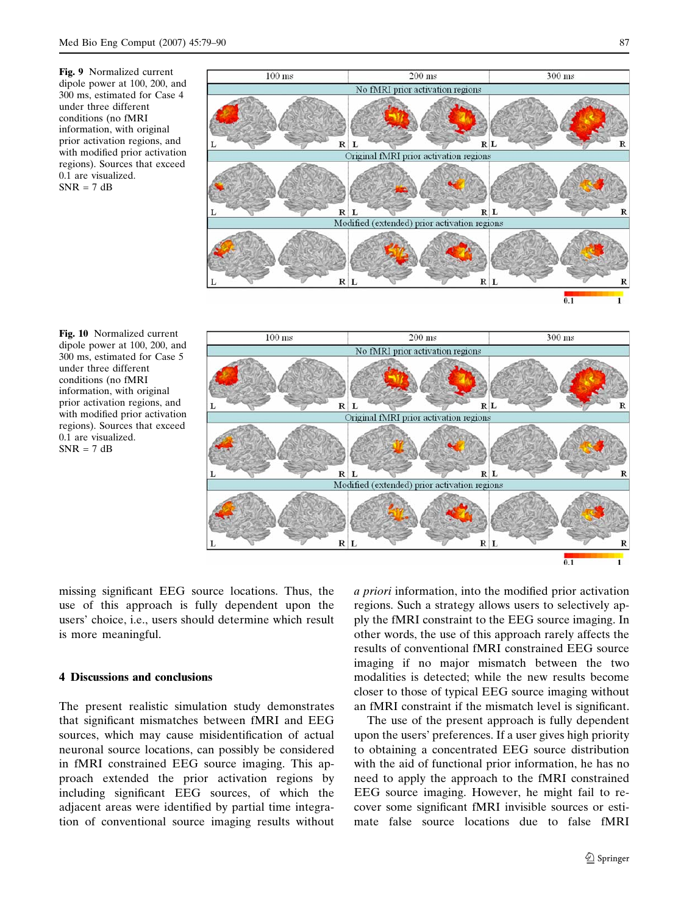**Fig. 9** Normalized current dipole power at 100, 200, and 300 ms, estimated for Case 4 under three different conditions (no fMRI information, with original prior activation regions, and with modified prior activation regions). Sources that exceed 0.1 are visualized. SNR = 7 dB

**Fig. 10** Normalized current dipole power at 100, 200, and 300 ms, estimated for Case 5 under three different conditions (no fMRI information, with original prior activation regions, and with modified prior activation regions). Sources that exceed 0.1 are visualized. SNR = 7 dB

missing significant EEG source locations. Thus, the use of this approach is fully dependent upon the users' choice, i.e., users should determine which result is more meaningful.

## 4 Discussions and conclusions

The present realistic simulation study demonstrates that significant mismatches between fMRI and EEG sources, which may cause misidentification of actual neuronal source locations, can possibly be considered in fMRI constrained EEG source imaging. This approach extended the prior activation regions by including significant EEG sources, of which the adjacent areas were identified by partial time integration of conventional source imaging results without *a priori* information, into the modified prior activation regions. Such a strategy allows users to selectively apply the fMRI constraint to the EEG source imaging. In other words, the use of this approach rarely affects the results of conventional fMRI constrained EEG source imaging if no major mismatch between the two modalities is detected; while the new results become closer to those of typical EEG source imaging without an fMRI constraint if the mismatch level is significant.

The use of the present approach is fully dependent upon the users' preferences. If a user gives high priority to obtaining a concentrated EEG source distribution with the aid of functional prior information, he has no need to apply the approach to the fMRI constrained EEG source imaging. However, he might fail to recover some significant fMRI invisible sources or estimate false source locations due to false fMRI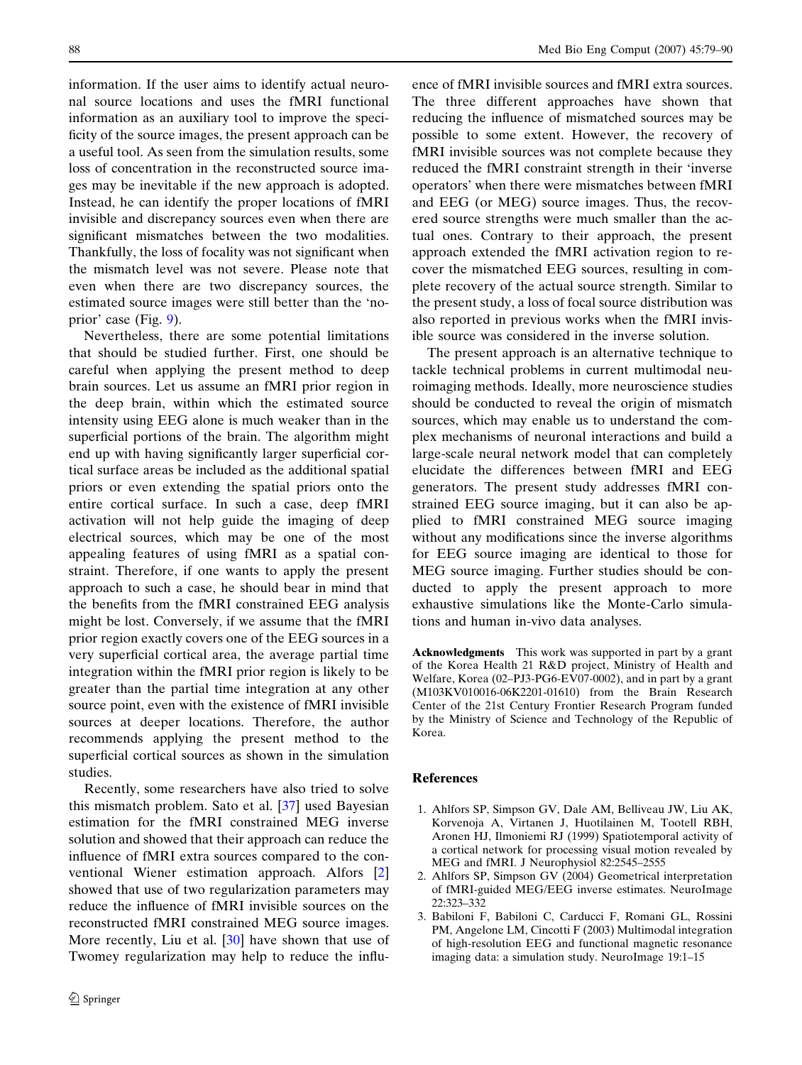information. If the user aims to identify actual neuronal source locations and uses the fMRI functional information as an auxiliary tool to improve the specificity of the source images, the present approach can be a useful tool. As seen from the simulation results, some loss of concentration in the reconstructed source images may be inevitable if the new approach is adopted. Instead, he can identify the proper locations of fMRI invisible and discrepancy sources even when there are significant mismatches between the two modalities. Thankfully, the loss of focality was not significant when the mismatch level was not severe. Please note that even when there are two discrepancy sources, the estimated source images were still better than the 'no-prior' case (Fig. 9).

Nevertheless, there are some potential limitations that should be studied further. First, one should be careful when applying the present method to deep brain sources. Let us assume an fMRI prior region in the deep brain, within which the estimated source intensity using EEG alone is much weaker than in the superficial portions of the brain. The algorithm might end up with having significantly larger superficial cortical surface areas be included as the additional spatial priors or even extending the spatial priors onto the entire cortical surface. In such a case, deep fMRI activation will not help guide the imaging of deep electrical sources, which may be one of the most appealing features of using fMRI as a spatial constraint. Therefore, if one wants to apply the present approach to such a case, he should bear in mind that the benefits from the fMRI constrained EEG analysis might be lost. Conversely, if we assume that the fMRI prior region exactly covers one of the EEG sources in a very superficial cortical area, the average partial time integration within the fMRI prior region is likely to be greater than the partial time integration at any other source point, even with the existence of fMRI invisible sources at deeper locations. Therefore, the author recommends applying the present method to the superficial cortical sources as shown in the simulation studies.

Recently, some researchers have also tried to solve this mismatch problem. Sato et al. [37] used Bayesian estimation for the fMRI constrained MEG inverse solution and showed that their approach can reduce the influence of fMRI extra sources compared to the conventional Wiener estimation approach. Alfors [2] showed that use of two regularization parameters may reduce the influence of fMRI invisible sources on the reconstructed fMRI constrained MEG source images. More recently, Liu et al. [30] have shown that use of Twomey regularization may help to reduce the influence of fMRI invisible sources and fMRI extra sources. The three different approaches have shown that reducing the influence of mismatched sources may be possible to some extent. However, the recovery of fMRI invisible sources was not complete because they reduced the fMRI constraint strength in their 'inverse operators' when there were mismatches between fMRI and EEG (or MEG) source images. Thus, the recovered source strengths were much smaller than the actual ones. Contrary to their approach, the present approach extended the fMRI activation region to recover the mismatched EEG sources, resulting in complete recovery of the actual source strength. Similar to the present study, a loss of focal source distribution was also reported in previous works when the fMRI invisible source was considered in the inverse solution.

The present approach is an alternative technique to tackle technical problems in current multimodal neuroimaging methods. Ideally, more neuroscience studies should be conducted to reveal the origin of mismatch sources, which may enable us to understand the complex mechanisms of neuronal interactions and build a large-scale neural network model that can completely elucidate the differences between fMRI and EEG generators. The present study addresses fMRI constrained EEG source imaging, but it can also be applied to fMRI constrained MEG source imaging without any modifications since the inverse algorithms for EEG source imaging are identical to those for MEG source imaging. Further studies should be conducted to apply the present approach to more exhaustive simulations like the Monte-Carlo simulations and human in-vivo data analyses.

**Acknowledgments** This work was supported in part by a grant of the Korea Health 21 R&D project, Ministry of Health and Welfare, Korea (02–PJ3-PG6-EV07-0002), and in part by a grant (M103KV010016-06K2201-01610) from the Brain Research Center of the 21st Century Frontier Research Program funded by the Ministry of Science and Technology of the Republic of Korea.

## References

1. Ahlfors SP, Simpson GV, Dale AM, Belliveau JW, Liu AK, Korvenoja A, Virtanen J, Huotilainen M, Tootell RBH, Aronen HJ, Ilmoniemi RJ (1999) Spatiotemporal activity of a cortical network for processing visual motion revealed by MEG and fMRI. J Neurophysiol 82:2545–2555
2. Ahlfors SP, Simpson GV (2004) Geometrical interpretation of fMRI-guided MEG/EEG inverse estimates. NeuroImage 22:323–332
3. Babiloni F, Babiloni C, Carducci F, Romani GL, Rossini PM, Angelone LM, Cincotti F (2003) Multimodal integration of high-resolution EEG and functional magnetic resonance imaging data: a simulation study. NeuroImage 19:1–15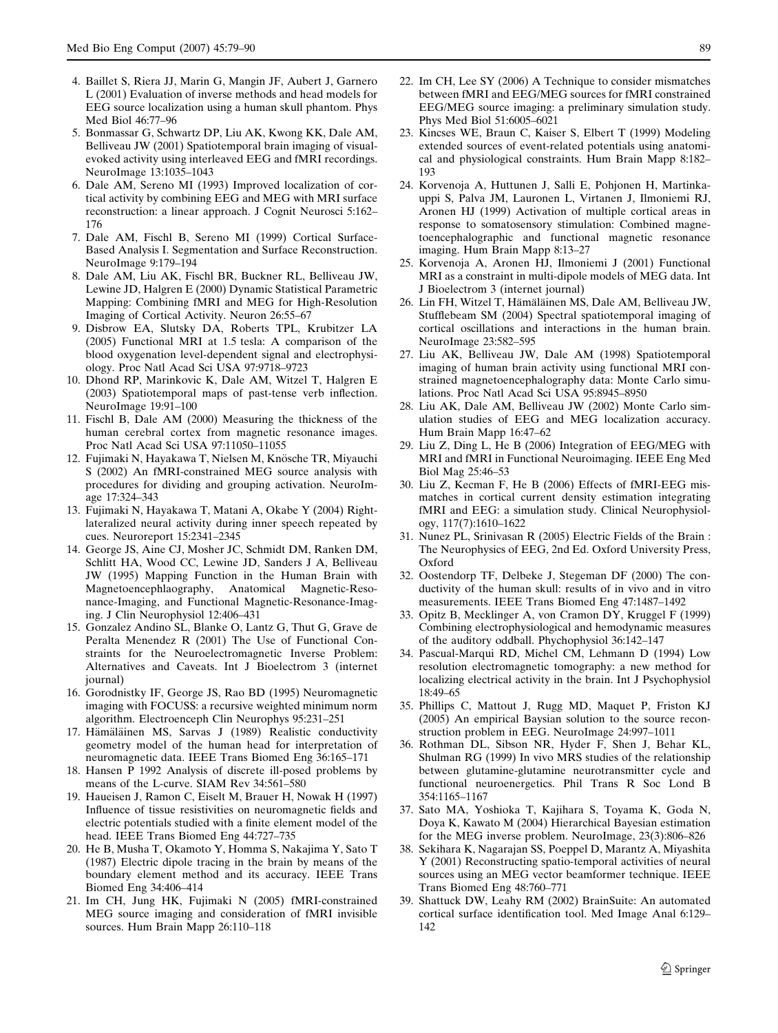4. Baillet S, Riera JJ, Marin G, Mangin JF, Aubert J, Garnero L (2001) Evaluation of inverse methods and head models for EEG source localization using a human skull phantom. Phys Med Biol 46:77–96
5. Bonmassar G, Schwartz DP, Liu AK, Kwong KK, Dale AM, Belliveau JW (2001) Spatiotemporal brain imaging of visual-evoked activity using interleaved EEG and fMRI recordings. NeuroImage 13:1035–1043
6. Dale AM, Sereno MI (1993) Improved localization of cortical activity by combining EEG and MEG with MRI surface reconstruction: a linear approach. J Cognit Neurosci 5:162–176
7. Dale AM, Fischl B, Sereno MI (1999) Cortical Surface-Based Analysis I. Segmentation and Surface Reconstruction. NeuroImage 9:179–194
8. Dale AM, Liu AK, Fischl BR, Buckner RL, Belliveau JW, Lewine JD, Halgren E (2000) Dynamic Statistical Parametric Mapping: Combining fMRI and MEG for High-Resolution Imaging of Cortical Activity. Neuron 26:55–67
9. Disbrow EA, Slutsky DA, Roberts TPL, Krubitzer LA (2005) Functional MRI at 1.5 tesla: A comparison of the blood oxygenation level-dependent signal and electrophysiology. Proc Natl Acad Sci USA 97:9718–9723
10. Dhond RP, Marinkovic K, Dale AM, Witzel T, Halgren E (2003) Spatiotemporal maps of past-tense verb inflection. NeuroImage 19:91–100
11. Fischl B, Dale AM (2000) Measuring the thickness of the human cerebral cortex from magnetic resonance images. Proc Natl Acad Sci USA 97:11050–11055
12. Fujimaki N, Hayakawa T, Nielsen M, Knösche TR, Miyauchi S (2002) An fMRI-constrained MEG source analysis with procedures for dividing and grouping activation. NeuroImage 17:324–343
13. Fujimaki N, Hayakawa T, Matani A, Okabe Y (2004) Right-lateralized neural activity during inner speech repeated by cues. Neuroreport 15:2341–2345
14. George JS, Aine CJ, Mosher JC, Schmidt DM, Ranken DM, Schlitt HA, Wood CC, Lewine JD, Sanders J A, Belliveau JW (1995) Mapping Function in the Human Brain with Magnetoencephlaography, Anatomical Magnetic-Resonance-Imaging, and Functional Magnetic-Resonance-Imaging. J Clin Neurophysiol 12:406–431
15. Gonzalez Andino SL, Blanke O, Lantz G, Thut G, Grave de Peralta Menendez R (2001) The Use of Functional Constraints for the Neuroelectromagnetic Inverse Problem: Alternatives and Caveats. Int J Bioelectrom 3 (internet journal)
16. Gorodnistky IF, George JS, Rao BD (1995) Neuromagnetic imaging with FOCUSS: a recursive weighted minimum norm algorithm. Electroenceph Clin Neurophys 95:231–251
17. Hämäläinen MS, Sarvas J (1989) Realistic conductivity geometry model of the human head for interpretation of neuromagnetic data. IEEE Trans Biomed Eng 36:165–171
18. Hansen P 1992 Analysis of discrete ill-posed problems by means of the L-curve. SIAM Rev 34:561–580
19. Haueisen J, Ramon C, Eiselt M, Brauer H, Nowak H (1997) Influence of tissue resistivities on neuromagnetic fields and electric potentials studied with a finite element model of the head. IEEE Trans Biomed Eng 44:727–735
20. He B, Musha T, Okamoto Y, Homma S, Nakajima Y, Sato T (1987) Electric dipole tracing in the brain by means of the boundary element method and its accuracy. IEEE Trans Biomed Eng 34:406–414
21. Im CH, Jung HK, Fujimaki N (2005) fMRI-constrained MEG source imaging and consideration of fMRI invisible sources. Hum Brain Mapp 26:110–118
22. Im CH, Lee SY (2006) A Technique to consider mismatches between fMRI and EEG/MEG sources for fMRI constrained EEG/MEG source imaging: a preliminary simulation study. Phys Med Biol 51:6005–6021
23. Kincses WE, Braun C, Kaiser S, Elbert T (1999) Modeling extended sources of event-related potentials using anatomical and physiological constraints. Hum Brain Mapp 8:182–193
24. Korvenoja A, Huttunen J, Salli E, Pohjonen H, Martinkauppi S, Palva JM, Lauronen L, Virtanen J, Ilmoniemi RJ, Aronen HJ (1999) Activation of multiple cortical areas in response to somatosensory stimulation: Combined magnetoencephalographic and functional magnetic resonance imaging. Hum Brain Mapp 8:13–27
25. Korvenoja A, Aronen HJ, Ilmoniemi J (2001) Functional MRI as a constraint in multi-dipole models of MEG data. Int J Bioelectrom 3 (internet journal)
26. Lin FH, Witzel T, Hämäläinen MS, Dale AM, Belliveau JW, Stufflebeam SM (2004) Spectral spatiotemporal imaging of cortical oscillations and interactions in the human brain. NeuroImage 23:582–595
27. Liu AK, Belliveau JW, Dale AM (1998) Spatiotemporal imaging of human brain activity using functional MRI constrained magnetoencephalography data: Monte Carlo simulations. Proc Natl Acad Sci USA 95:8945–8950
28. Liu AK, Dale AM, Belliveau JW (2002) Monte Carlo simulation studies of EEG and MEG localization accuracy. Hum Brain Mapp 16:47–62
29. Liu Z, Ding L, He B (2006) Integration of EEG/MEG with MRI and fMRI in Functional Neuroimaging. IEEE Eng Med Biol Mag 25:46–53
30. Liu Z, Kecman F, He B (2006) Effects of fMRI-EEG mismatches in cortical current density estimation integrating fMRI and EEG: a simulation study. Clinical Neurophysiology, 117(7):1610–1622
31. Nunez PL, Srinivasan R (2005) Electric Fields of the Brain : The Neurophysics of EEG, 2nd Ed. Oxford University Press, Oxford
32. Oostendorp TF, Delbeke J, Stegeman DF (2000) The conductivity of the human skull: results of in vivo and in vitro measurements. IEEE Trans Biomed Eng 47:1487–1492
33. Opitz B, Mecklinger A, von Cramon DY, Kruggel F (1999) Combining electrophysiological and hemodynamic measures of the auditory oddball. Phychophysiol 36:142–147
34. Pascual-Marqui RD, Michel CM, Lehmann D (1994) Low resolution electromagnetic tomography: a new method for localizing electrical activity in the brain. Int J Psychophysiol 18:49–65
35. Phillips C, Mattout J, Rugg MD, Maquet P, Friston KJ (2005) An empirical Baysian solution to the source reconstruction problem in EEG. NeuroImage 24:997–1011
36. Rothman DL, Sibson NR, Hyder F, Shen J, Behar KL, Shulman RG (1999) In vivo MRS studies of the relationship between glutamine-glutamine neurotransmitter cycle and functional neuroenergetics. Phil Trans R Soc Lond B 354:1165–1167
37. Sato MA, Yoshioka T, Kajihara S, Toyama K, Goda N, Doya K, Kawato M (2004) Hierarchical Bayesian estimation for the MEG inverse problem. NeuroImage, 23(3):806–826
38. Sekihara K, Nagarajan SS, Poeppel D, Marantz A, Miyashita Y (2001) Reconstructing spatio-temporal activities of neural sources using an MEG vector beamformer technique. IEEE Trans Biomed Eng 48:760–771
39. Shattuck DW, Leahy RM (2002) BrainSuite: An automated cortical surface identification tool. Med Image Anal 6:129–142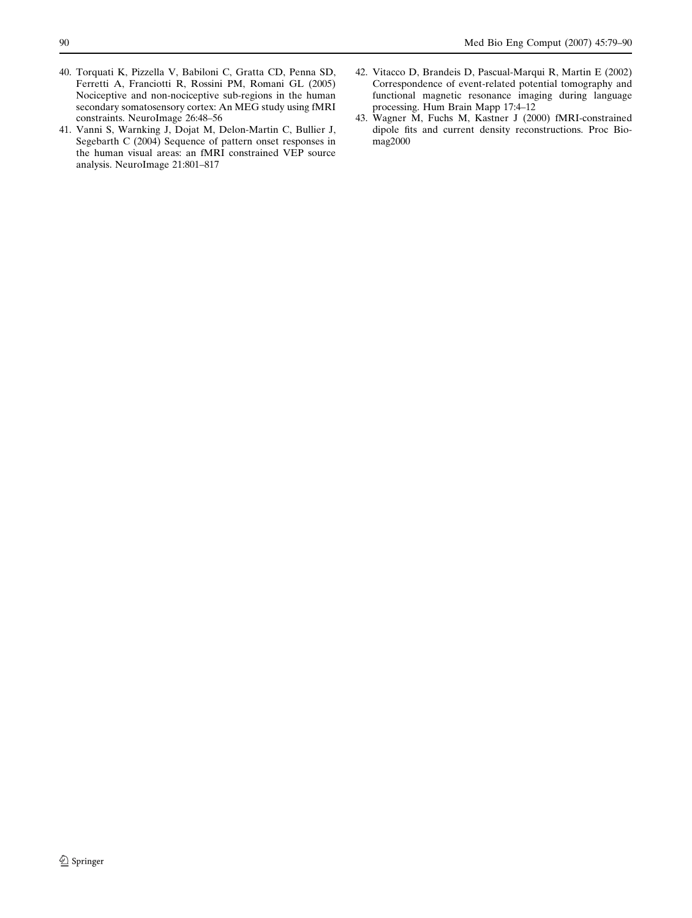40. Torquati K, Pizzella V, Babiloni C, Gratta CD, Penna SD, Ferretti A, Franciotti R, Rossini PM, Romani GL (2005) Nociceptive and non-nociceptive sub-regions in the human secondary somatosensory cortex: An MEG study using fMRI constraints. NeuroImage 26:48–56
41. Vanni S, Warnking J, Dojat M, Delon-Martin C, Bullier J, Segebarth C (2004) Sequence of pattern onset responses in the human visual areas: an fMRI constrained VEP source analysis. NeuroImage 21:801–817
42. Vitacco D, Brandeis D, Pascual-Marqui R, Martin E (2002) Correspondence of event-related potential tomography and functional magnetic resonance imaging during language processing. Hum Brain Mapp 17:4–12
43. Wagner M, Fuchs M, Kastner J (2000) fMRI-constrained dipole fits and current density reconstructions. Proc Biomag2000